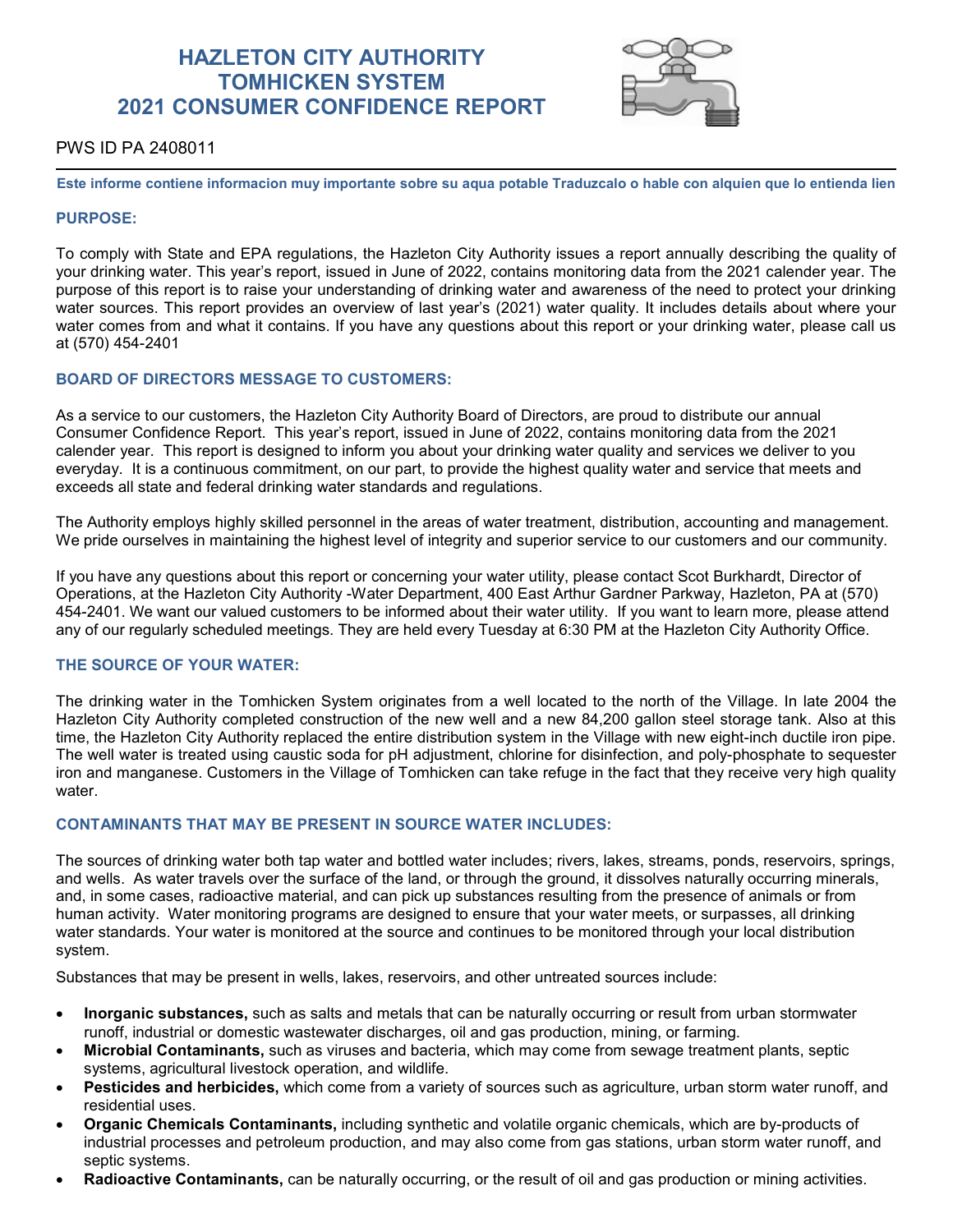# HAZLETON CITY AUTHORITY
# TOMHICKEN SYSTEM
# 2021 CONSUMER CONFIDENCE REPORT

PWS ID PA 2408011

**Este informe contiene informacion muy importante sobre su aqua potable Traduzcalo o hable con alquien que lo entienda lien**

### PURPOSE:

To comply with State and EPA regulations, the Hazleton City Authority issues a report annually describing the quality of your drinking water. This year's report, issued in June of 2022, contains monitoring data from the 2021 calender year. The purpose of this report is to raise your understanding of drinking water and awareness of the need to protect your drinking water sources. This report provides an overview of last year's (2021) water quality. It includes details about where your water comes from and what it contains. If you have any questions about this report or your drinking water, please call us at (570) 454-2401

### BOARD OF DIRECTORS MESSAGE TO CUSTOMERS:

As a service to our customers, the Hazleton City Authority Board of Directors, are proud to distribute our annual Consumer Confidence Report. This year's report, issued in June of 2022, contains monitoring data from the 2021 calender year. This report is designed to inform you about your drinking water quality and services we deliver to you everyday. It is a continuous commitment, on our part, to provide the highest quality water and service that meets and exceeds all state and federal drinking water standards and regulations.

The Authority employs highly skilled personnel in the areas of water treatment, distribution, accounting and management. We pride ourselves in maintaining the highest level of integrity and superior service to our customers and our community.

If you have any questions about this report or concerning your water utility, please contact Scot Burkhardt, Director of Operations, at the Hazleton City Authority -Water Department, 400 East Arthur Gardner Parkway, Hazleton, PA at (570) 454-2401. We want our valued customers to be informed about their water utility. If you want to learn more, please attend any of our regularly scheduled meetings. They are held every Tuesday at 6:30 PM at the Hazleton City Authority Office.

### THE SOURCE OF YOUR WATER:

The drinking water in the Tomhicken System originates from a well located to the north of the Village. In late 2004 the Hazleton City Authority completed construction of the new well and a new 84,200 gallon steel storage tank. Also at this time, the Hazleton City Authority replaced the entire distribution system in the Village with new eight-inch ductile iron pipe. The well water is treated using caustic soda for pH adjustment, chlorine for disinfection, and poly-phosphate to sequester iron and manganese. Customers in the Village of Tomhicken can take refuge in the fact that they receive very high quality water.

### CONTAMINANTS THAT MAY BE PRESENT IN SOURCE WATER INCLUDES:

The sources of drinking water both tap water and bottled water includes; rivers, lakes, streams, ponds, reservoirs, springs, and wells. As water travels over the surface of the land, or through the ground, it dissolves naturally occurring minerals, and, in some cases, radioactive material, and can pick up substances resulting from the presence of animals or from human activity. Water monitoring programs are designed to ensure that your water meets, or surpasses, all drinking water standards. Your water is monitored at the source and continues to be monitored through your local distribution system.

Substances that may be present in wells, lakes, reservoirs, and other untreated sources include:

- **Inorganic substances,** such as salts and metals that can be naturally occurring or result from urban stormwater runoff, industrial or domestic wastewater discharges, oil and gas production, mining, or farming.
- **Microbial Contaminants,** such as viruses and bacteria, which may come from sewage treatment plants, septic systems, agricultural livestock operation, and wildlife.
- **Pesticides and herbicides,** which come from a variety of sources such as agriculture, urban storm water runoff, and residential uses.
- **Organic Chemicals Contaminants,** including synthetic and volatile organic chemicals, which are by-products of industrial processes and petroleum production, and may also come from gas stations, urban storm water runoff, and septic systems.
- **Radioactive Contaminants,** can be naturally occurring, or the result of oil and gas production or mining activities.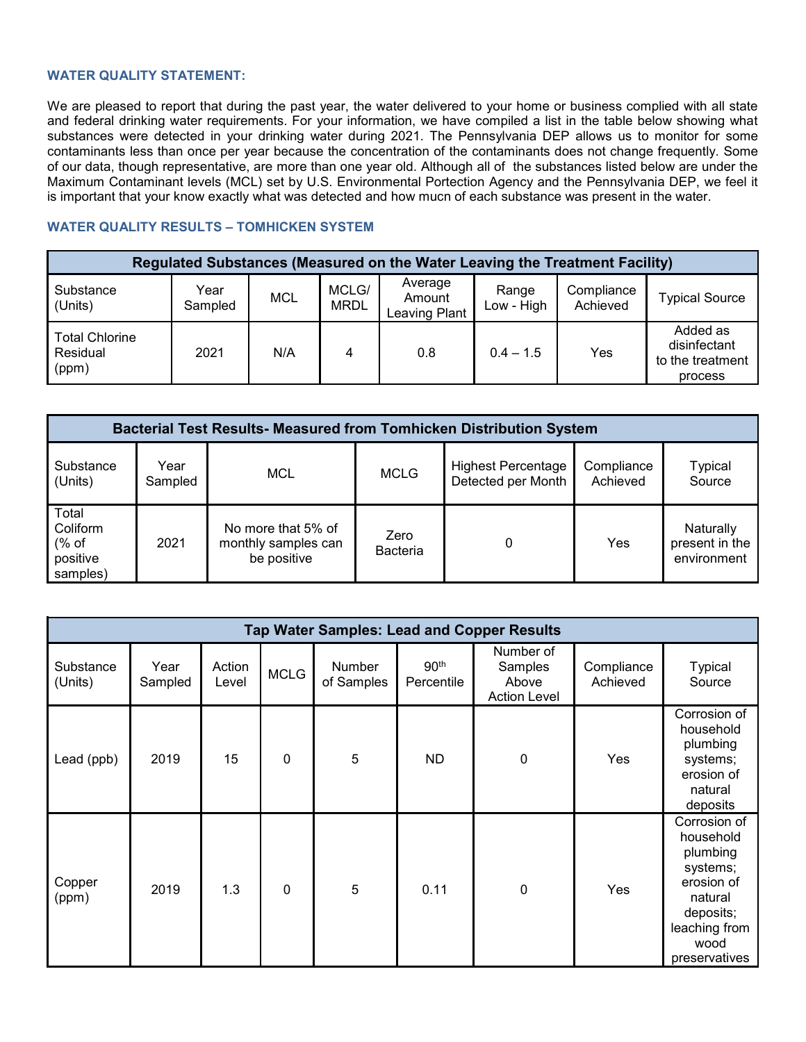### WATER QUALITY STATEMENT:

We are pleased to report that during the past year, the water delivered to your home or business complied with all state and federal drinking water requirements. For your information, we have compiled a list in the table below showing what substances were detected in your drinking water during 2021. The Pennsylvania DEP allows us to monitor for some contaminants less than once per year because the concentration of the contaminants does not change frequently. Some of our data, though representative, are more than one year old. Although all of the substances listed below are under the Maximum Contaminant levels (MCL) set by U.S. Environmental Portection Agency and the Pennsylvania DEP, we feel it is important that your know exactly what was detected and how mucn of each substance was present in the water.

### WATER QUALITY RESULTS – TOMHICKEN SYSTEM

| Regulated Substances (Measured on the Water Leaving the Treatment Facility) | | | | | | | |
|---|---|---|---|---|---|---|---|
| Substance (Units) | Year Sampled | MCL | MCLG/ MRDL | Average Amount Leaving Plant | Range Low - High | Compliance Achieved | Typical Source |
| Total Chlorine Residual (ppm) | 2021 | N/A | 4 | 0.8 | 0.4 – 1.5 | Yes | Added as disinfectant to the treatment process |

| Bacterial Test Results- Measured from Tomhicken Distribution System | | | | | | |
|---|---|---|---|---|---|---|
| Substance (Units) | Year Sampled | MCL | MCLG | Highest Percentage Detected per Month | Compliance Achieved | Typical Source |
| Total Coliform (% of positive samples) | 2021 | No more that 5% of monthly samples can be positive | Zero Bacteria | 0 | Yes | Naturally present in the environment |

| Tap Water Samples: Lead and Copper Results | | | | | | | | |
|---|---|---|---|---|---|---|---|---|
| Substance (Units) | Year Sampled | Action Level | MCLG | Number of Samples | 90th Percentile | Number of Samples Above Action Level | Compliance Achieved | Typical Source |
| Lead (ppb) | 2019 | 15 | 0 | 5 | ND | 0 | Yes | Corrosion of household plumbing systems; erosion of natural deposits |
| Copper (ppm) | 2019 | 1.3 | 0 | 5 | 0.11 | 0 | Yes | Corrosion of household plumbing systems; erosion of natural deposits; leaching from wood preservatives |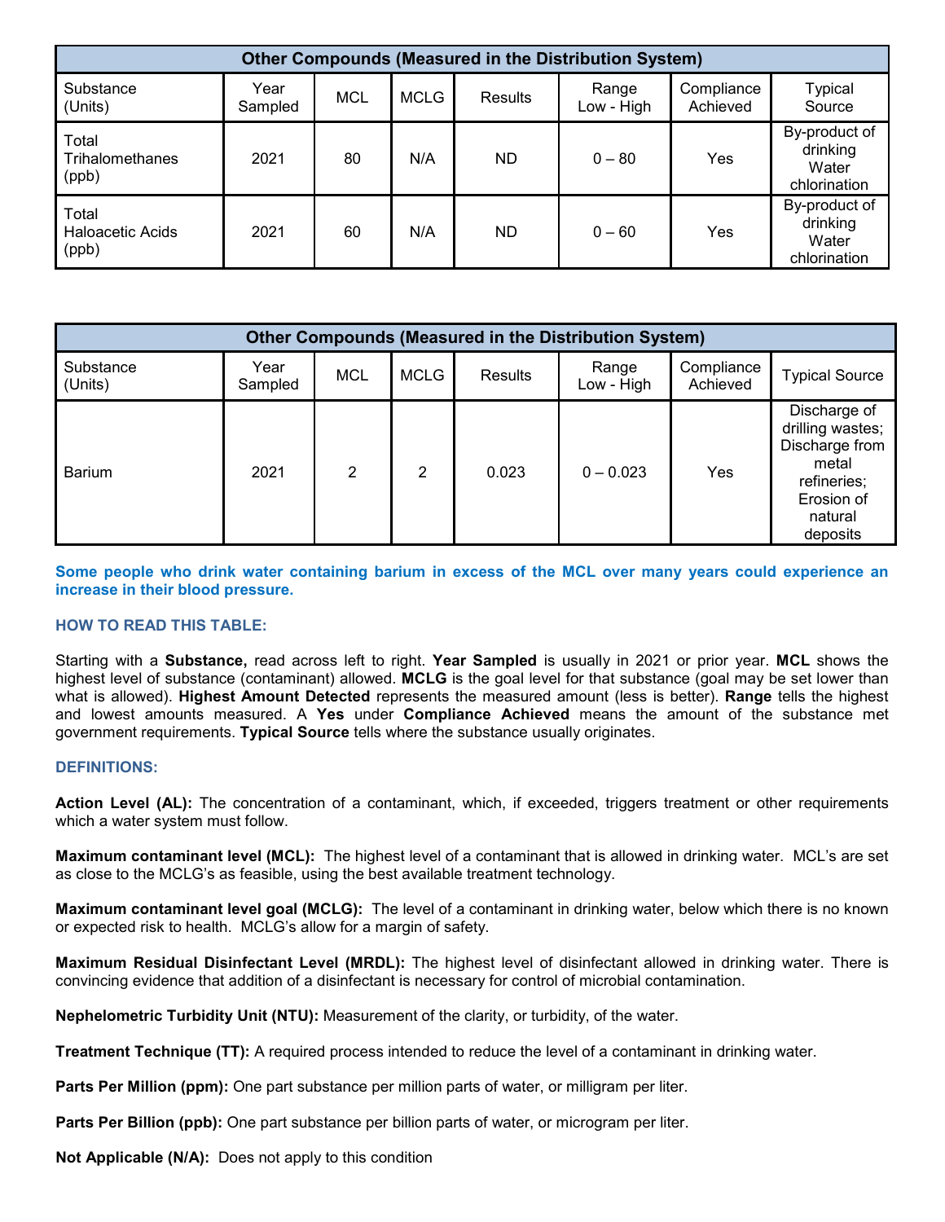| Other Compounds (Measured in the Distribution System) | | | | | | | |
|---|---|---|---|---|---|---|---|
| Substance (Units) | Year Sampled | MCL | MCLG | Results | Range Low - High | Compliance Achieved | Typical Source |
| Total Trihalomethanes (ppb) | 2021 | 80 | N/A | ND | 0 – 80 | Yes | By-product of drinking Water chlorination |
| Total Haloacetic Acids (ppb) | 2021 | 60 | N/A | ND | 0 – 60 | Yes | By-product of drinking Water chlorination |

| Other Compounds (Measured in the Distribution System) | | | | | | | |
|---|---|---|---|---|---|---|---|
| Substance (Units) | Year Sampled | MCL | MCLG | Results | Range Low - High | Compliance Achieved | Typical Source |
| Barium | 2021 | 2 | 2 | 0.023 | 0 – 0.023 | Yes | Discharge of drilling wastes; Discharge from metal refineries; Erosion of natural deposits |

**Some people who drink water containing barium in excess of the MCL over many years could experience an increase in their blood pressure.**

### HOW TO READ THIS TABLE:

Starting with a **Substance,** read across left to right. **Year Sampled** is usually in 2021 or prior year. **MCL** shows the highest level of substance (contaminant) allowed. **MCLG** is the goal level for that substance (goal may be set lower than what is allowed). **Highest Amount Detected** represents the measured amount (less is better). **Range** tells the highest and lowest amounts measured. A **Yes** under **Compliance Achieved** means the amount of the substance met government requirements. **Typical Source** tells where the substance usually originates.

### DEFINITIONS:

**Action Level (AL):** The concentration of a contaminant, which, if exceeded, triggers treatment or other requirements which a water system must follow.

**Maximum contaminant level (MCL):** The highest level of a contaminant that is allowed in drinking water. MCL's are set as close to the MCLG's as feasible, using the best available treatment technology.

**Maximum contaminant level goal (MCLG):** The level of a contaminant in drinking water, below which there is no known or expected risk to health. MCLG's allow for a margin of safety.

**Maximum Residual Disinfectant Level (MRDL):** The highest level of disinfectant allowed in drinking water. There is convincing evidence that addition of a disinfectant is necessary for control of microbial contamination.

**Nephelometric Turbidity Unit (NTU):** Measurement of the clarity, or turbidity, of the water.

**Treatment Technique (TT):** A required process intended to reduce the level of a contaminant in drinking water.

**Parts Per Million (ppm):** One part substance per million parts of water, or milligram per liter.

**Parts Per Billion (ppb):** One part substance per billion parts of water, or microgram per liter.

**Not Applicable (N/A):** Does not apply to this condition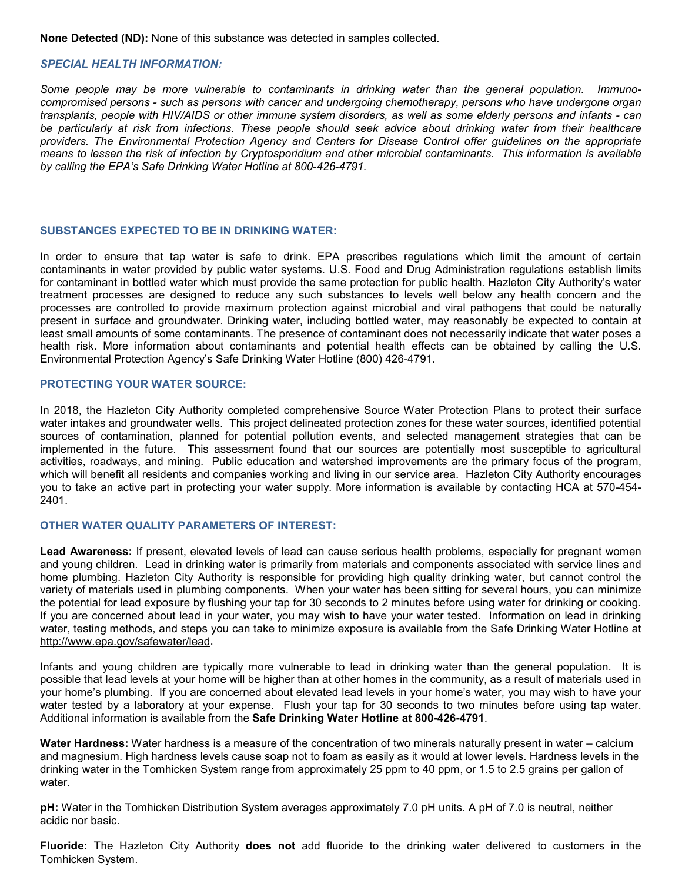**None Detected (ND):** None of this substance was detected in samples collected.

### *SPECIAL HEALTH INFORMATION:*

*Some people may be more vulnerable to contaminants in drinking water than the general population. Immuno-compromised persons - such as persons with cancer and undergoing chemotherapy, persons who have undergone organ transplants, people with HIV/AIDS or other immune system disorders, as well as some elderly persons and infants - can be particularly at risk from infections. These people should seek advice about drinking water from their healthcare providers. The Environmental Protection Agency and Centers for Disease Control offer guidelines on the appropriate means to lessen the risk of infection by Cryptosporidium and other microbial contaminants. This information is available by calling the EPA's Safe Drinking Water Hotline at 800-426-4791.*

### SUBSTANCES EXPECTED TO BE IN DRINKING WATER:

In order to ensure that tap water is safe to drink. EPA prescribes regulations which limit the amount of certain contaminants in water provided by public water systems. U.S. Food and Drug Administration regulations establish limits for contaminant in bottled water which must provide the same protection for public health. Hazleton City Authority's water treatment processes are designed to reduce any such substances to levels well below any health concern and the processes are controlled to provide maximum protection against microbial and viral pathogens that could be naturally present in surface and groundwater. Drinking water, including bottled water, may reasonably be expected to contain at least small amounts of some contaminants. The presence of contaminant does not necessarily indicate that water poses a health risk. More information about contaminants and potential health effects can be obtained by calling the U.S. Environmental Protection Agency's Safe Drinking Water Hotline (800) 426-4791.

### PROTECTING YOUR WATER SOURCE:

In 2018, the Hazleton City Authority completed comprehensive Source Water Protection Plans to protect their surface water intakes and groundwater wells. This project delineated protection zones for these water sources, identified potential sources of contamination, planned for potential pollution events, and selected management strategies that can be implemented in the future. This assessment found that our sources are potentially most susceptible to agricultural activities, roadways, and mining. Public education and watershed improvements are the primary focus of the program, which will benefit all residents and companies working and living in our service area. Hazleton City Authority encourages you to take an active part in protecting your water supply. More information is available by contacting HCA at 570-454-2401.

### OTHER WATER QUALITY PARAMETERS OF INTEREST:

**Lead Awareness:** If present, elevated levels of lead can cause serious health problems, especially for pregnant women and young children. Lead in drinking water is primarily from materials and components associated with service lines and home plumbing. Hazleton City Authority is responsible for providing high quality drinking water, but cannot control the variety of materials used in plumbing components. When your water has been sitting for several hours, you can minimize the potential for lead exposure by flushing your tap for 30 seconds to 2 minutes before using water for drinking or cooking. If you are concerned about lead in your water, you may wish to have your water tested. Information on lead in drinking water, testing methods, and steps you can take to minimize exposure is available from the Safe Drinking Water Hotline at http://www.epa.gov/safewater/lead.

Infants and young children are typically more vulnerable to lead in drinking water than the general population. It is possible that lead levels at your home will be higher than at other homes in the community, as a result of materials used in your home's plumbing. If you are concerned about elevated lead levels in your home's water, you may wish to have your water tested by a laboratory at your expense. Flush your tap for 30 seconds to two minutes before using tap water. Additional information is available from the **Safe Drinking Water Hotline at 800-426-4791**.

**Water Hardness:** Water hardness is a measure of the concentration of two minerals naturally present in water – calcium and magnesium. High hardness levels cause soap not to foam as easily as it would at lower levels. Hardness levels in the drinking water in the Tomhicken System range from approximately 25 ppm to 40 ppm, or 1.5 to 2.5 grains per gallon of water.

**pH:** Water in the Tomhicken Distribution System averages approximately 7.0 pH units. A pH of 7.0 is neutral, neither acidic nor basic.

**Fluoride:** The Hazleton City Authority **does not** add fluoride to the drinking water delivered to customers in the Tomhicken System.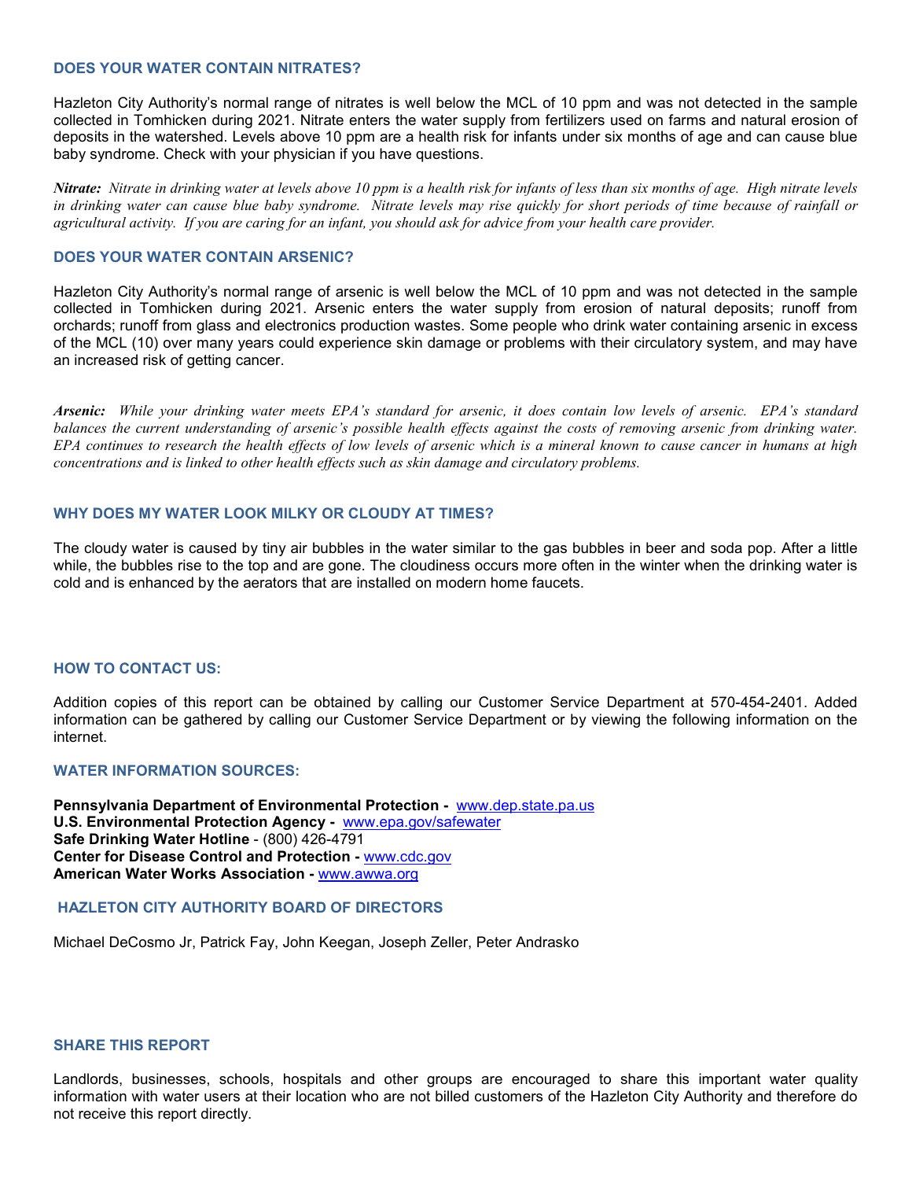### DOES YOUR WATER CONTAIN NITRATES?

Hazleton City Authority's normal range of nitrates is well below the MCL of 10 ppm and was not detected in the sample collected in Tomhicken during 2021. Nitrate enters the water supply from fertilizers used on farms and natural erosion of deposits in the watershed. Levels above 10 ppm are a health risk for infants under six months of age and can cause blue baby syndrome. Check with your physician if you have questions.

***Nitrate:*** *Nitrate in drinking water at levels above 10 ppm is a health risk for infants of less than six months of age. High nitrate levels in drinking water can cause blue baby syndrome. Nitrate levels may rise quickly for short periods of time because of rainfall or agricultural activity. If you are caring for an infant, you should ask for advice from your health care provider.*

### DOES YOUR WATER CONTAIN ARSENIC?

Hazleton City Authority's normal range of arsenic is well below the MCL of 10 ppm and was not detected in the sample collected in Tomhicken during 2021. Arsenic enters the water supply from erosion of natural deposits; runoff from orchards; runoff from glass and electronics production wastes. Some people who drink water containing arsenic in excess of the MCL (10) over many years could experience skin damage or problems with their circulatory system, and may have an increased risk of getting cancer.

***Arsenic:*** *While your drinking water meets EPA's standard for arsenic, it does contain low levels of arsenic. EPA's standard balances the current understanding of arsenic's possible health effects against the costs of removing arsenic from drinking water. EPA continues to research the health effects of low levels of arsenic which is a mineral known to cause cancer in humans at high concentrations and is linked to other health effects such as skin damage and circulatory problems.*

### WHY DOES MY WATER LOOK MILKY OR CLOUDY AT TIMES?

The cloudy water is caused by tiny air bubbles in the water similar to the gas bubbles in beer and soda pop. After a little while, the bubbles rise to the top and are gone. The cloudiness occurs more often in the winter when the drinking water is cold and is enhanced by the aerators that are installed on modern home faucets.

### HOW TO CONTACT US:

Addition copies of this report can be obtained by calling our Customer Service Department at 570-454-2401. Added information can be gathered by calling our Customer Service Department or by viewing the following information on the internet.

### WATER INFORMATION SOURCES:

**Pennsylvania Department of Environmental Protection -** www.dep.state.pa.us
**U.S. Environmental Protection Agency -** www.epa.gov/safewater
**Safe Drinking Water Hotline** - (800) 426-4791
**Center for Disease Control and Protection -** www.cdc.gov
**American Water Works Association -** www.awwa.org

### HAZLETON CITY AUTHORITY BOARD OF DIRECTORS

Michael DeCosmo Jr, Patrick Fay, John Keegan, Joseph Zeller, Peter Andrasko

### SHARE THIS REPORT

Landlords, businesses, schools, hospitals and other groups are encouraged to share this important water quality information with water users at their location who are not billed customers of the Hazleton City Authority and therefore do not receive this report directly.